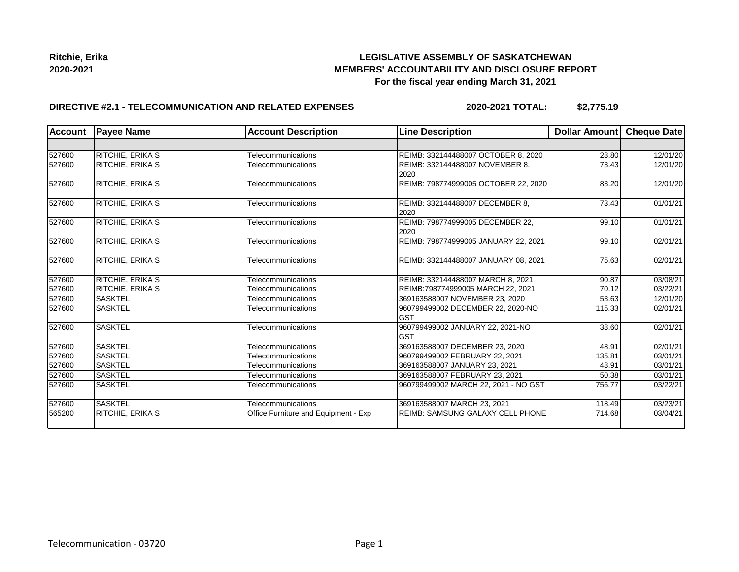**Ritchie, Erika**
**2020-2021**

# LEGISLATIVE ASSEMBLY OF SASKATCHEWAN
## MEMBERS' ACCOUNTABILITY AND DISCLOSURE REPORT
### For the fiscal year ending March 31, 2021

**DIRECTIVE #2.1 - TELECOMMUNICATION AND RELATED EXPENSES** **2020-2021 TOTAL: $2,775.19**

| Account | Payee Name | Account Description | Line Description | Dollar Amount | Cheque Date |
|---|---|---|---|---|---|
| | | | | | |
| 527600 | RITCHIE, ERIKA S | Telecommunications | REIMB: 332144488007 OCTOBER 8, 2020 | 28.80 | 12/01/20 |
| 527600 | RITCHIE, ERIKA S | Telecommunications | REIMB: 332144488007 NOVEMBER 8, 2020 | 73.43 | 12/01/20 |
| 527600 | RITCHIE, ERIKA S | Telecommunications | REIMB: 798774999005 OCTOBER 22, 2020 | 83.20 | 12/01/20 |
| 527600 | RITCHIE, ERIKA S | Telecommunications | REIMB: 332144488007 DECEMBER 8, 2020 | 73.43 | 01/01/21 |
| 527600 | RITCHIE, ERIKA S | Telecommunications | REIMB: 798774999005 DECEMBER 22, 2020 | 99.10 | 01/01/21 |
| 527600 | RITCHIE, ERIKA S | Telecommunications | REIMB: 798774999005 JANUARY 22, 2021 | 99.10 | 02/01/21 |
| 527600 | RITCHIE, ERIKA S | Telecommunications | REIMB: 332144488007 JANUARY 08, 2021 | 75.63 | 02/01/21 |
| 527600 | RITCHIE, ERIKA S | Telecommunications | REIMB: 332144488007 MARCH 8, 2021 | 90.87 | 03/08/21 |
| 527600 | RITCHIE, ERIKA S | Telecommunications | REIMB:798774999005 MARCH 22, 2021 | 70.12 | 03/22/21 |
| 527600 | SASKTEL | Telecommunications | 369163588007 NOVEMBER 23, 2020 | 53.63 | 12/01/20 |
| 527600 | SASKTEL | Telecommunications | 960799499002 DECEMBER 22, 2020-NO GST | 115.33 | 02/01/21 |
| 527600 | SASKTEL | Telecommunications | 960799499002 JANUARY 22, 2021-NO GST | 38.60 | 02/01/21 |
| 527600 | SASKTEL | Telecommunications | 369163588007 DECEMBER 23, 2020 | 48.91 | 02/01/21 |
| 527600 | SASKTEL | Telecommunications | 960799499002 FEBRUARY 22, 2021 | 135.81 | 03/01/21 |
| 527600 | SASKTEL | Telecommunications | 369163588007 JANUARY 23, 2021 | 48.91 | 03/01/21 |
| 527600 | SASKTEL | Telecommunications | 369163588007 FEBRUARY 23, 2021 | 50.38 | 03/01/21 |
| 527600 | SASKTEL | Telecommunications | 960799499002 MARCH 22, 2021 - NO GST | 756.77 | 03/22/21 |
| 527600 | SASKTEL | Telecommunications | 369163588007 MARCH 23, 2021 | 118.49 | 03/23/21 |
| 565200 | RITCHIE, ERIKA S | Office Furniture and Equipment - Exp | REIMB: SAMSUNG GALAXY CELL PHONE | 714.68 | 03/04/21 |

Telecommunication - 03720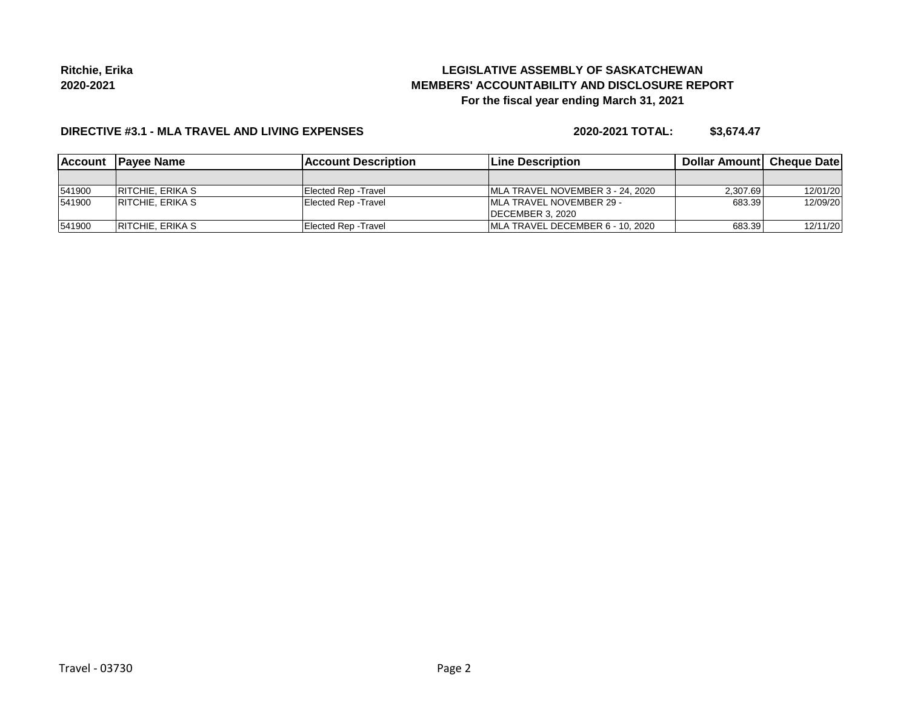**Ritchie, Erika**
**2020-2021**

## LEGISLATIVE ASSEMBLY OF SASKATCHEWAN
## MEMBERS' ACCOUNTABILITY AND DISCLOSURE REPORT
### For the fiscal year ending March 31, 2021

**DIRECTIVE #3.1 - MLA TRAVEL AND LIVING EXPENSES** **2020-2021 TOTAL: $3,674.47**

| Account | Payee Name | Account Description | Line Description | Dollar Amount | Cheque Date |
|---|---|---|---|---|---|
| | | | | | |
| 541900 | RITCHIE, ERIKA S | Elected Rep -Travel | MLA TRAVEL NOVEMBER 3 - 24, 2020 | 2,307.69 | 12/01/20 |
| 541900 | RITCHIE, ERIKA S | Elected Rep -Travel | MLA TRAVEL NOVEMBER 29 - DECEMBER 3, 2020 | 683.39 | 12/09/20 |
| 541900 | RITCHIE, ERIKA S | Elected Rep -Travel | MLA TRAVEL DECEMBER 6 - 10, 2020 | 683.39 | 12/11/20 |

Travel - 03730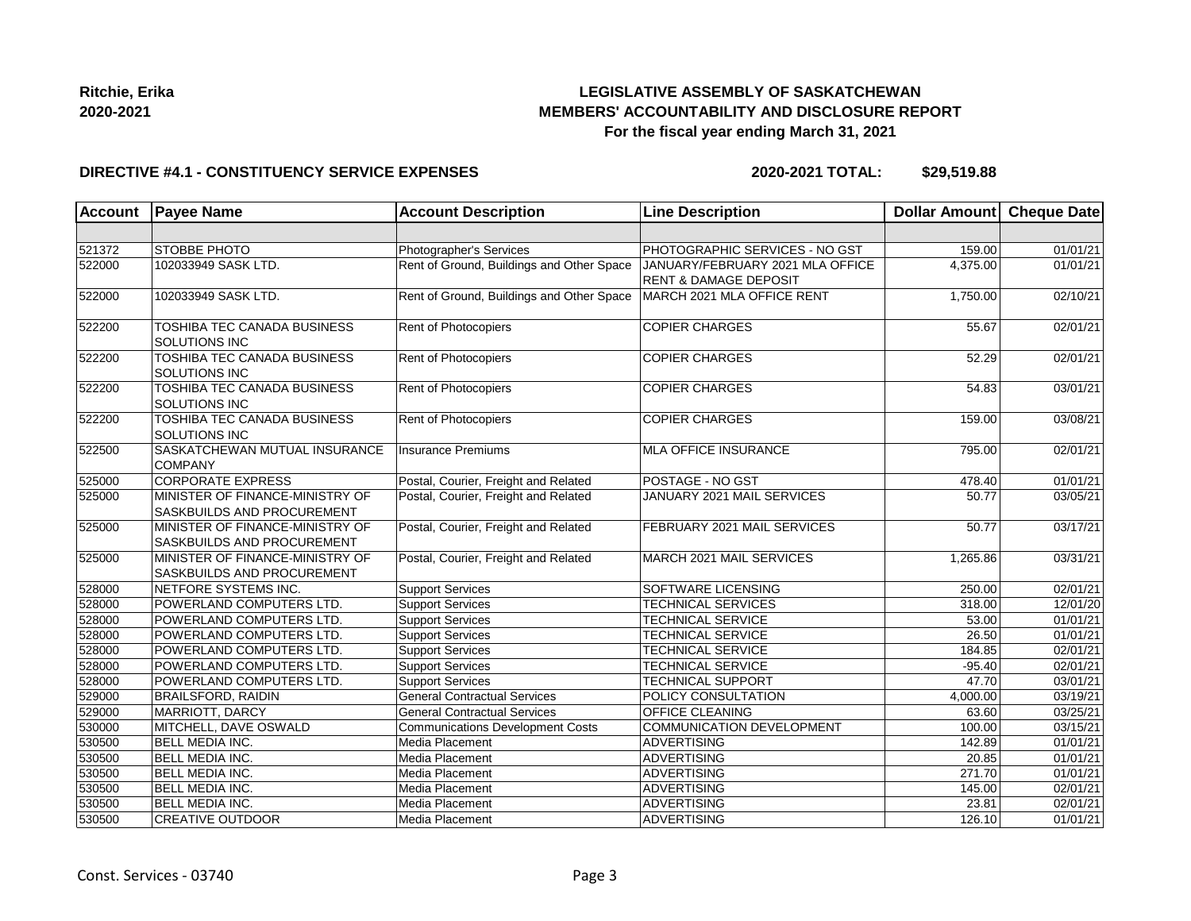Ritchie, Erika
2020-2021

# LEGISLATIVE ASSEMBLY OF SASKATCHEWAN
## MEMBERS' ACCOUNTABILITY AND DISCLOSURE REPORT
### For the fiscal year ending March 31, 2021

**DIRECTIVE #4.1 - CONSTITUENCY SERVICE EXPENSES** **2020-2021 TOTAL: $29,519.88**

| Account | Payee Name | Account Description | Line Description | Dollar Amount | Cheque Date |
|---|---|---|---|---|---|
| | | | | | |
| 521372 | STOBBE PHOTO | Photographer's Services | PHOTOGRAPHIC SERVICES - NO GST | 159.00 | 01/01/21 |
| 522000 | 102033949 SASK LTD. | Rent of Ground, Buildings and Other Space | JANUARY/FEBRUARY 2021 MLA OFFICE RENT & DAMAGE DEPOSIT | 4,375.00 | 01/01/21 |
| 522000 | 102033949 SASK LTD. | Rent of Ground, Buildings and Other Space | MARCH 2021 MLA OFFICE RENT | 1,750.00 | 02/10/21 |
| 522200 | TOSHIBA TEC CANADA BUSINESS SOLUTIONS INC | Rent of Photocopiers | COPIER CHARGES | 55.67 | 02/01/21 |
| 522200 | TOSHIBA TEC CANADA BUSINESS SOLUTIONS INC | Rent of Photocopiers | COPIER CHARGES | 52.29 | 02/01/21 |
| 522200 | TOSHIBA TEC CANADA BUSINESS SOLUTIONS INC | Rent of Photocopiers | COPIER CHARGES | 54.83 | 03/01/21 |
| 522200 | TOSHIBA TEC CANADA BUSINESS SOLUTIONS INC | Rent of Photocopiers | COPIER CHARGES | 159.00 | 03/08/21 |
| 522500 | SASKATCHEWAN MUTUAL INSURANCE COMPANY | Insurance Premiums | MLA OFFICE INSURANCE | 795.00 | 02/01/21 |
| 525000 | CORPORATE EXPRESS | Postal, Courier, Freight and Related | POSTAGE - NO GST | 478.40 | 01/01/21 |
| 525000 | MINISTER OF FINANCE-MINISTRY OF SASKBUILDS AND PROCUREMENT | Postal, Courier, Freight and Related | JANUARY 2021 MAIL SERVICES | 50.77 | 03/05/21 |
| 525000 | MINISTER OF FINANCE-MINISTRY OF SASKBUILDS AND PROCUREMENT | Postal, Courier, Freight and Related | FEBRUARY 2021 MAIL SERVICES | 50.77 | 03/17/21 |
| 525000 | MINISTER OF FINANCE-MINISTRY OF SASKBUILDS AND PROCUREMENT | Postal, Courier, Freight and Related | MARCH 2021 MAIL SERVICES | 1,265.86 | 03/31/21 |
| 528000 | NETFORE SYSTEMS INC. | Support Services | SOFTWARE LICENSING | 250.00 | 02/01/21 |
| 528000 | POWERLAND COMPUTERS LTD. | Support Services | TECHNICAL SERVICES | 318.00 | 12/01/20 |
| 528000 | POWERLAND COMPUTERS LTD. | Support Services | TECHNICAL SERVICE | 53.00 | 01/01/21 |
| 528000 | POWERLAND COMPUTERS LTD. | Support Services | TECHNICAL SERVICE | 26.50 | 01/01/21 |
| 528000 | POWERLAND COMPUTERS LTD. | Support Services | TECHNICAL SERVICE | 184.85 | 02/01/21 |
| 528000 | POWERLAND COMPUTERS LTD. | Support Services | TECHNICAL SERVICE | -95.40 | 02/01/21 |
| 528000 | POWERLAND COMPUTERS LTD. | Support Services | TECHNICAL SUPPORT | 47.70 | 03/01/21 |
| 529000 | BRAILSFORD, RAIDIN | General Contractual Services | POLICY CONSULTATION | 4,000.00 | 03/19/21 |
| 529000 | MARRIOTT, DARCY | General Contractual Services | OFFICE CLEANING | 63.60 | 03/25/21 |
| 530000 | MITCHELL, DAVE OSWALD | Communications Development Costs | COMMUNICATION DEVELOPMENT | 100.00 | 03/15/21 |
| 530500 | BELL MEDIA INC. | Media Placement | ADVERTISING | 142.89 | 01/01/21 |
| 530500 | BELL MEDIA INC. | Media Placement | ADVERTISING | 20.85 | 01/01/21 |
| 530500 | BELL MEDIA INC. | Media Placement | ADVERTISING | 271.70 | 01/01/21 |
| 530500 | BELL MEDIA INC. | Media Placement | ADVERTISING | 145.00 | 02/01/21 |
| 530500 | BELL MEDIA INC. | Media Placement | ADVERTISING | 23.81 | 02/01/21 |
| 530500 | CREATIVE OUTDOOR | Media Placement | ADVERTISING | 126.10 | 01/01/21 |

Const. Services - 03740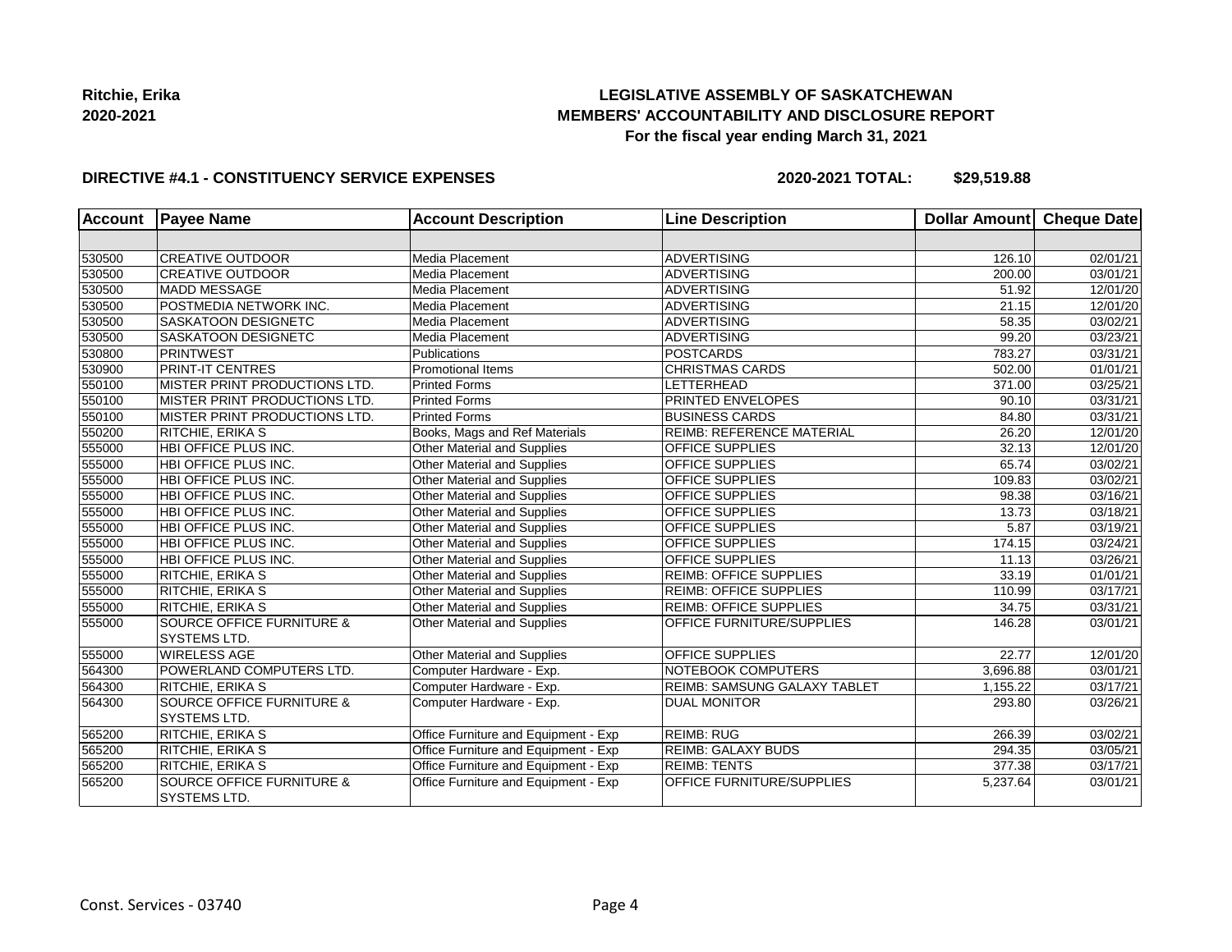**Ritchie, Erika**
**2020-2021**

**LEGISLATIVE ASSEMBLY OF SASKATCHEWAN**
**MEMBERS' ACCOUNTABILITY AND DISCLOSURE REPORT**
**For the fiscal year ending March 31, 2021**

**DIRECTIVE #4.1 - CONSTITUENCY SERVICE EXPENSES** **2020-2021 TOTAL: $29,519.88**

| Account | Payee Name | Account Description | Line Description | Dollar Amount | Cheque Date |
|---|---|---|---|---|---|
| | | | | | |
| 530500 | CREATIVE OUTDOOR | Media Placement | ADVERTISING | 126.10 | 02/01/21 |
| 530500 | CREATIVE OUTDOOR | Media Placement | ADVERTISING | 200.00 | 03/01/21 |
| 530500 | MADD MESSAGE | Media Placement | ADVERTISING | 51.92 | 12/01/20 |
| 530500 | POSTMEDIA NETWORK INC. | Media Placement | ADVERTISING | 21.15 | 12/01/20 |
| 530500 | SASKATOON DESIGNETC | Media Placement | ADVERTISING | 58.35 | 03/02/21 |
| 530500 | SASKATOON DESIGNETC | Media Placement | ADVERTISING | 99.20 | 03/23/21 |
| 530800 | PRINTWEST | Publications | POSTCARDS | 783.27 | 03/31/21 |
| 530900 | PRINT-IT CENTRES | Promotional Items | CHRISTMAS CARDS | 502.00 | 01/01/21 |
| 550100 | MISTER PRINT PRODUCTIONS LTD. | Printed Forms | LETTERHEAD | 371.00 | 03/25/21 |
| 550100 | MISTER PRINT PRODUCTIONS LTD. | Printed Forms | PRINTED ENVELOPES | 90.10 | 03/31/21 |
| 550100 | MISTER PRINT PRODUCTIONS LTD. | Printed Forms | BUSINESS CARDS | 84.80 | 03/31/21 |
| 550200 | RITCHIE, ERIKA S | Books, Mags and Ref Materials | REIMB: REFERENCE MATERIAL | 26.20 | 12/01/20 |
| 555000 | HBI OFFICE PLUS INC. | Other Material and Supplies | OFFICE SUPPLIES | 32.13 | 12/01/20 |
| 555000 | HBI OFFICE PLUS INC. | Other Material and Supplies | OFFICE SUPPLIES | 65.74 | 03/02/21 |
| 555000 | HBI OFFICE PLUS INC. | Other Material and Supplies | OFFICE SUPPLIES | 109.83 | 03/02/21 |
| 555000 | HBI OFFICE PLUS INC. | Other Material and Supplies | OFFICE SUPPLIES | 98.38 | 03/16/21 |
| 555000 | HBI OFFICE PLUS INC. | Other Material and Supplies | OFFICE SUPPLIES | 13.73 | 03/18/21 |
| 555000 | HBI OFFICE PLUS INC. | Other Material and Supplies | OFFICE SUPPLIES | 5.87 | 03/19/21 |
| 555000 | HBI OFFICE PLUS INC. | Other Material and Supplies | OFFICE SUPPLIES | 174.15 | 03/24/21 |
| 555000 | HBI OFFICE PLUS INC. | Other Material and Supplies | OFFICE SUPPLIES | 11.13 | 03/26/21 |
| 555000 | RITCHIE, ERIKA S | Other Material and Supplies | REIMB: OFFICE SUPPLIES | 33.19 | 01/01/21 |
| 555000 | RITCHIE, ERIKA S | Other Material and Supplies | REIMB: OFFICE SUPPLIES | 110.99 | 03/17/21 |
| 555000 | RITCHIE, ERIKA S | Other Material and Supplies | REIMB: OFFICE SUPPLIES | 34.75 | 03/31/21 |
| 555000 | SOURCE OFFICE FURNITURE & SYSTEMS LTD. | Other Material and Supplies | OFFICE FURNITURE/SUPPLIES | 146.28 | 03/01/21 |
| 555000 | WIRELESS AGE | Other Material and Supplies | OFFICE SUPPLIES | 22.77 | 12/01/20 |
| 564300 | POWERLAND COMPUTERS LTD. | Computer Hardware - Exp. | NOTEBOOK COMPUTERS | 3,696.88 | 03/01/21 |
| 564300 | RITCHIE, ERIKA S | Computer Hardware - Exp. | REIMB: SAMSUNG GALAXY TABLET | 1,155.22 | 03/17/21 |
| 564300 | SOURCE OFFICE FURNITURE & SYSTEMS LTD. | Computer Hardware - Exp. | DUAL MONITOR | 293.80 | 03/26/21 |
| 565200 | RITCHIE, ERIKA S | Office Furniture and Equipment - Exp | REIMB: RUG | 266.39 | 03/02/21 |
| 565200 | RITCHIE, ERIKA S | Office Furniture and Equipment - Exp | REIMB: GALAXY BUDS | 294.35 | 03/05/21 |
| 565200 | RITCHIE, ERIKA S | Office Furniture and Equipment - Exp | REIMB: TENTS | 377.38 | 03/17/21 |
| 565200 | SOURCE OFFICE FURNITURE & SYSTEMS LTD. | Office Furniture and Equipment - Exp | OFFICE FURNITURE/SUPPLIES | 5,237.64 | 03/01/21 |

Const. Services - 03740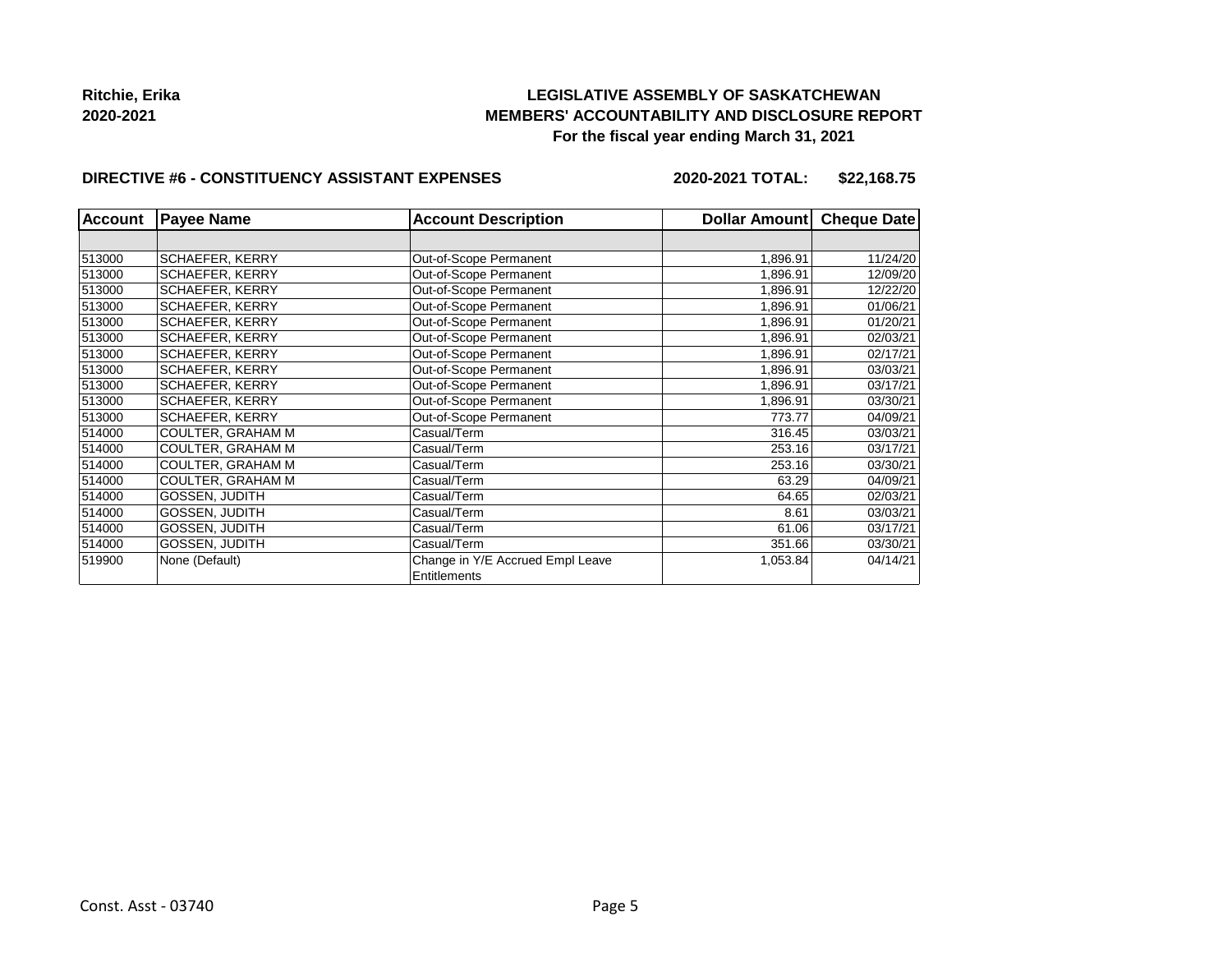**Ritchie, Erika**
**2020-2021**

# LEGISLATIVE ASSEMBLY OF SASKATCHEWAN
## MEMBERS' ACCOUNTABILITY AND DISCLOSURE REPORT
### For the fiscal year ending March 31, 2021

**DIRECTIVE #6 - CONSTITUENCY ASSISTANT EXPENSES** **2020-2021 TOTAL: $22,168.75**

| Account | Payee Name | Account Description | Dollar Amount | Cheque Date |
|---|---|---|---|---|
| | | | | |
| 513000 | SCHAEFER, KERRY | Out-of-Scope Permanent | 1,896.91 | 11/24/20 |
| 513000 | SCHAEFER, KERRY | Out-of-Scope Permanent | 1,896.91 | 12/09/20 |
| 513000 | SCHAEFER, KERRY | Out-of-Scope Permanent | 1,896.91 | 12/22/20 |
| 513000 | SCHAEFER, KERRY | Out-of-Scope Permanent | 1,896.91 | 01/06/21 |
| 513000 | SCHAEFER, KERRY | Out-of-Scope Permanent | 1,896.91 | 01/20/21 |
| 513000 | SCHAEFER, KERRY | Out-of-Scope Permanent | 1,896.91 | 02/03/21 |
| 513000 | SCHAEFER, KERRY | Out-of-Scope Permanent | 1,896.91 | 02/17/21 |
| 513000 | SCHAEFER, KERRY | Out-of-Scope Permanent | 1,896.91 | 03/03/21 |
| 513000 | SCHAEFER, KERRY | Out-of-Scope Permanent | 1,896.91 | 03/17/21 |
| 513000 | SCHAEFER, KERRY | Out-of-Scope Permanent | 1,896.91 | 03/30/21 |
| 513000 | SCHAEFER, KERRY | Out-of-Scope Permanent | 773.77 | 04/09/21 |
| 514000 | COULTER, GRAHAM M | Casual/Term | 316.45 | 03/03/21 |
| 514000 | COULTER, GRAHAM M | Casual/Term | 253.16 | 03/17/21 |
| 514000 | COULTER, GRAHAM M | Casual/Term | 253.16 | 03/30/21 |
| 514000 | COULTER, GRAHAM M | Casual/Term | 63.29 | 04/09/21 |
| 514000 | GOSSEN, JUDITH | Casual/Term | 64.65 | 02/03/21 |
| 514000 | GOSSEN, JUDITH | Casual/Term | 8.61 | 03/03/21 |
| 514000 | GOSSEN, JUDITH | Casual/Term | 61.06 | 03/17/21 |
| 514000 | GOSSEN, JUDITH | Casual/Term | 351.66 | 03/30/21 |
| 519900 | None (Default) | Change in Y/E Accrued Empl Leave Entitlements | 1,053.84 | 04/14/21 |

Const. Asst - 03740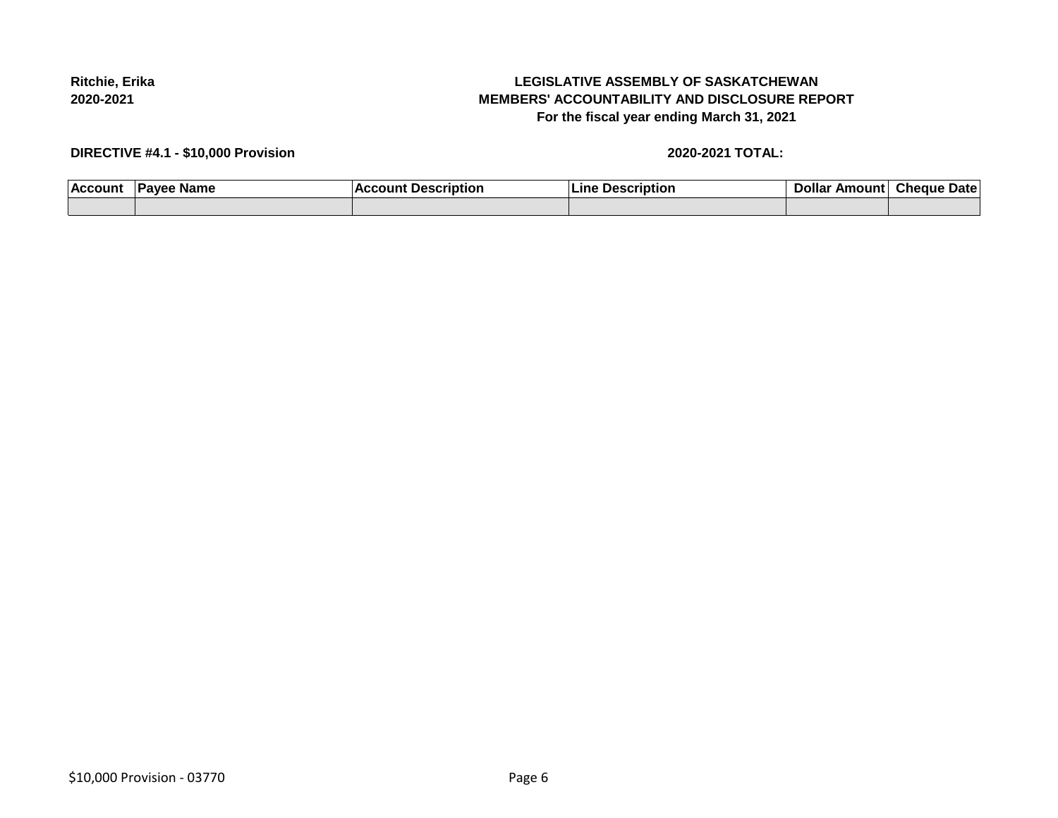**Ritchie, Erika**
**2020-2021**

**LEGISLATIVE ASSEMBLY OF SASKATCHEWAN**
**MEMBERS' ACCOUNTABILITY AND DISCLOSURE REPORT**
**For the fiscal year ending March 31, 2021**

**DIRECTIVE #4.1 - $10,000 Provision**

**2020-2021 TOTAL:**

| Account | Payee Name | Account Description | Line Description | Dollar Amount | Cheque Date |
|---|---|---|---|---|---|
| | | | | | |

$10,000 Provision - 03770